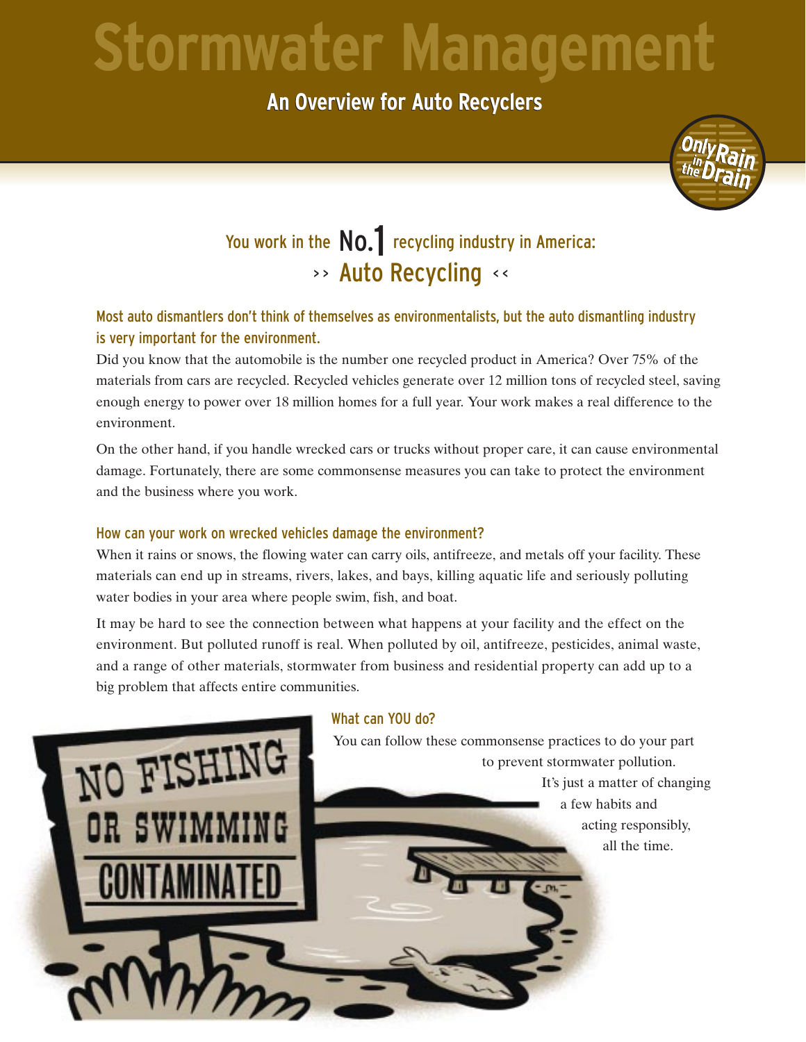# Stormwater Management

## An Overview for Auto Recyclers

### You work in the No.1 recycling industry in America: >> Auto Recycling <<

### Most auto dismantlers don't think of themselves as environmentalists, but the auto dismantling industry is very important for the environment.

Did you know that the automobile is the number one recycled product in America? Over 75% of the materials from cars are recycled. Recycled vehicles generate over 12 million tons of recycled steel, saving enough energy to power over 18 million homes for a full year. Your work makes a real difference to the environment.

On the other hand, if you handle wrecked cars or trucks without proper care, it can cause environmental damage. Fortunately, there are some commonsense measures you can take to protect the environment and the business where you work.

### How can your work on wrecked vehicles damage the environment?

When it rains or snows, the flowing water can carry oils, antifreeze, and metals off your facility. These materials can end up in streams, rivers, lakes, and bays, killing aquatic life and seriously polluting water bodies in your area where people swim, fish, and boat.

It may be hard to see the connection between what happens at your facility and the effect on the environment. But polluted runoff is real. When polluted by oil, antifreeze, pesticides, animal waste, and a range of other materials, stormwater from business and residential property can add up to a big problem that affects entire communities.

### What can YOU do?

You can follow these commonsense practices to do your part to prevent stormwater pollution. It's just a matter of changing a few habits and acting responsibly, all the time.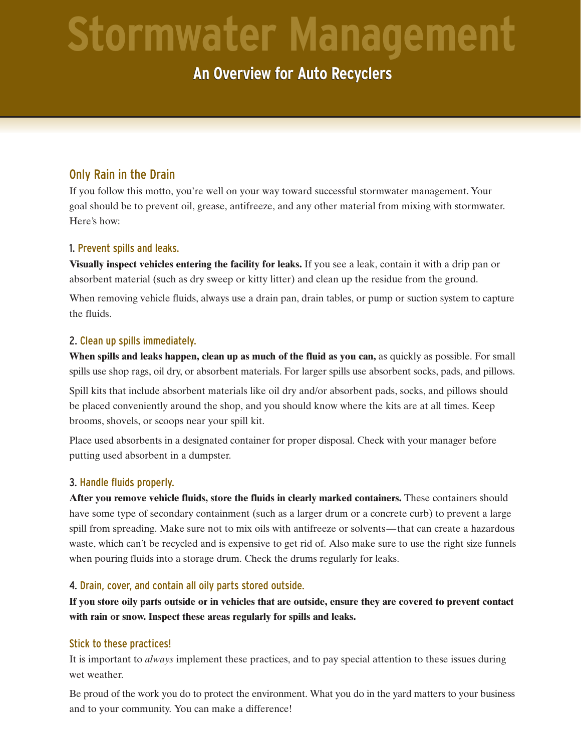# Stormwater Management

## An Overview for Auto Recyclers

### Only Rain in the Drain

If you follow this motto, you're well on your way toward successful stormwater management. Your goal should be to prevent oil, grease, antifreeze, and any other material from mixing with stormwater. Here's how:

#### 1. Prevent spills and leaks.

**Visually inspect vehicles entering the facility for leaks.** If you see a leak, contain it with a drip pan or absorbent material (such as dry sweep or kitty litter) and clean up the residue from the ground.

When removing vehicle fluids, always use a drain pan, drain tables, or pump or suction system to capture the fluids.

#### 2. Clean up spills immediately.

**When spills and leaks happen, clean up as much of the fluid as you can,** as quickly as possible. For small spills use shop rags, oil dry, or absorbent materials. For larger spills use absorbent socks, pads, and pillows.

Spill kits that include absorbent materials like oil dry and/or absorbent pads, socks, and pillows should be placed conveniently around the shop, and you should know where the kits are at all times. Keep brooms, shovels, or scoops near your spill kit.

Place used absorbents in a designated container for proper disposal. Check with your manager before putting used absorbent in a dumpster.

#### 3. Handle fluids properly.

**After you remove vehicle fluids, store the fluids in clearly marked containers.** These containers should have some type of secondary containment (such as a larger drum or a concrete curb) to prevent a large spill from spreading. Make sure not to mix oils with antifreeze or solvents—that can create a hazardous waste, which can't be recycled and is expensive to get rid of. Also make sure to use the right size funnels when pouring fluids into a storage drum. Check the drums regularly for leaks.

#### 4. Drain, cover, and contain all oily parts stored outside.

**If you store oily parts outside or in vehicles that are outside, ensure they are covered to prevent contact with rain or snow. Inspect these areas regularly for spills and leaks.**

### Stick to these practices!

It is important to *always* implement these practices, and to pay special attention to these issues during wet weather.

Be proud of the work you do to protect the environment. What you do in the yard matters to your business and to your community. You can make a difference!